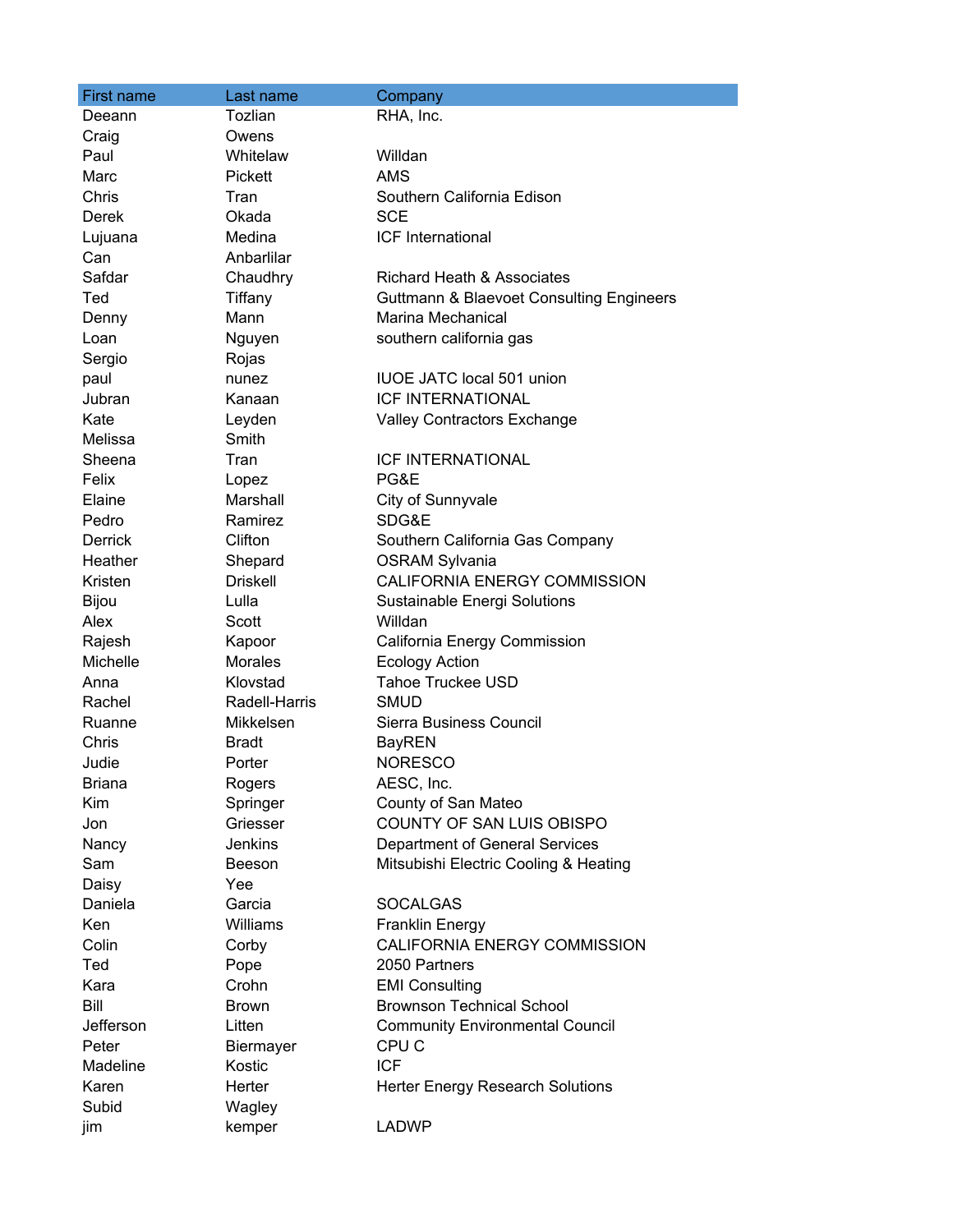| First name | Last name | Company |
|---|---|---|
| Deeann | Tozlian | RHA, Inc. |
| Craig | Owens | |
| Paul | Whitelaw | Willdan |
| Marc | Pickett | AMS |
| Chris | Tran | Southern California Edison |
| Derek | Okada | SCE |
| Lujuana | Medina | ICF International |
| Can | Anbarlilar | |
| Safdar | Chaudhry | Richard Heath & Associates |
| Ted | Tiffany | Guttmann & Blaevoet Consulting Engineers |
| Denny | Mann | Marina Mechanical |
| Loan | Nguyen | southern california gas |
| Sergio | Rojas | |
| paul | nunez | IUOE JATC local 501 union |
| Jubran | Kanaan | ICF INTERNATIONAL |
| Kate | Leyden | Valley Contractors Exchange |
| Melissa | Smith | |
| Sheena | Tran | ICF INTERNATIONAL |
| Felix | Lopez | PG&E |
| Elaine | Marshall | City of Sunnyvale |
| Pedro | Ramirez | SDG&E |
| Derrick | Clifton | Southern California Gas Company |
| Heather | Shepard | OSRAM Sylvania |
| Kristen | Driskell | CALIFORNIA ENERGY COMMISSION |
| Bijou | Lulla | Sustainable Energi Solutions |
| Alex | Scott | Willdan |
| Rajesh | Kapoor | California Energy Commission |
| Michelle | Morales | Ecology Action |
| Anna | Klovstad | Tahoe Truckee USD |
| Rachel | Radell-Harris | SMUD |
| Ruanne | Mikkelsen | Sierra Business Council |
| Chris | Bradt | BayREN |
| Judie | Porter | NORESCO |
| Briana | Rogers | AESC, Inc. |
| Kim | Springer | County of San Mateo |
| Jon | Griesser | COUNTY OF SAN LUIS OBISPO |
| Nancy | Jenkins | Department of General Services |
| Sam | Beeson | Mitsubishi Electric Cooling & Heating |
| Daisy | Yee | |
| Daniela | Garcia | SOCALGAS |
| Ken | Williams | Franklin Energy |
| Colin | Corby | CALIFORNIA ENERGY COMMISSION |
| Ted | Pope | 2050 Partners |
| Kara | Crohn | EMI Consulting |
| Bill | Brown | Brownson Technical School |
| Jefferson | Litten | Community Environmental Council |
| Peter | Biermayer | CPU C |
| Madeline | Kostic | ICF |
| Karen | Herter | Herter Energy Research Solutions |
| Subid | Wagley | |
| jim | kemper | LADWP |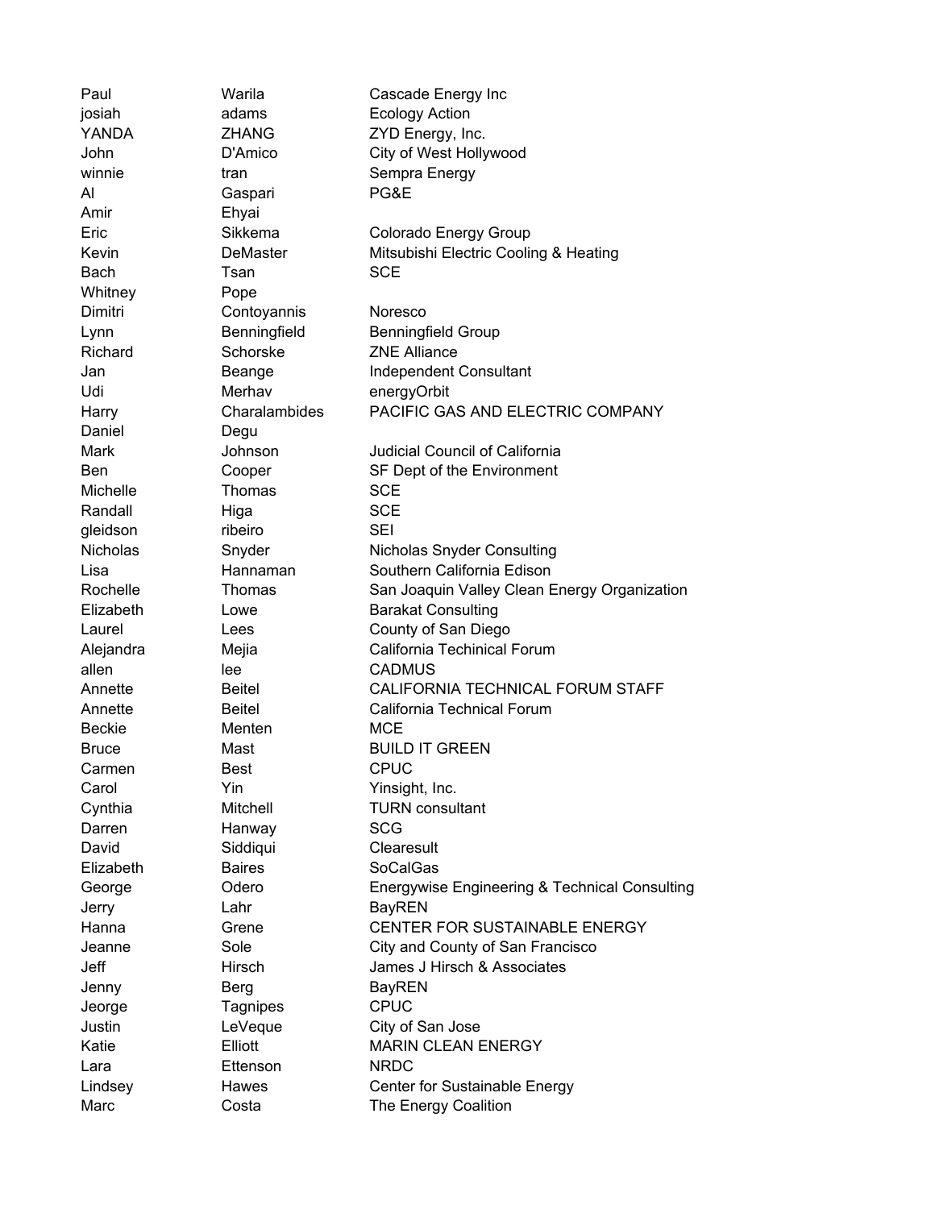| | | |
|---|---|---|
| Paul | Warila | Cascade Energy Inc |
| josiah | adams | Ecology Action |
| YANDA | ZHANG | ZYD Energy, Inc. |
| John | D'Amico | City of West Hollywood |
| winnie | tran | Sempra Energy |
| Al | Gaspari | PG&E |
| Amir | Ehyai | |
| Eric | Sikkema | Colorado Energy Group |
| Kevin | DeMaster | Mitsubishi Electric Cooling & Heating |
| Bach | Tsan | SCE |
| Whitney | Pope | |
| Dimitri | Contoyannis | Noresco |
| Lynn | Benningfield | Benningfield Group |
| Richard | Schorske | ZNE Alliance |
| Jan | Beange | Independent Consultant |
| Udi | Merhav | energyOrbit |
| Harry | Charalambides | PACIFIC GAS AND ELECTRIC COMPANY |
| Daniel | Degu | |
| Mark | Johnson | Judicial Council of California |
| Ben | Cooper | SF Dept of the Environment |
| Michelle | Thomas | SCE |
| Randall | Higa | SCE |
| gleidson | ribeiro | SEI |
| Nicholas | Snyder | Nicholas Snyder Consulting |
| Lisa | Hannaman | Southern California Edison |
| Rochelle | Thomas | San Joaquin Valley Clean Energy Organization |
| Elizabeth | Lowe | Barakat Consulting |
| Laurel | Lees | County of San Diego |
| Alejandra | Mejia | California Techinical Forum |
| allen | lee | CADMUS |
| Annette | Beitel | CALIFORNIA TECHNICAL FORUM STAFF |
| Annette | Beitel | California Technical Forum |
| Beckie | Menten | MCE |
| Bruce | Mast | BUILD IT GREEN |
| Carmen | Best | CPUC |
| Carol | Yin | Yinsight, Inc. |
| Cynthia | Mitchell | TURN consultant |
| Darren | Hanway | SCG |
| David | Siddiqui | Clearesult |
| Elizabeth | Baires | SoCalGas |
| George | Odero | Energywise Engineering & Technical Consulting |
| Jerry | Lahr | BayREN |
| Hanna | Grene | CENTER FOR SUSTAINABLE ENERGY |
| Jeanne | Sole | City and County of San Francisco |
| Jeff | Hirsch | James J Hirsch & Associates |
| Jenny | Berg | BayREN |
| Jeorge | Tagnipes | CPUC |
| Justin | LeVeque | City of San Jose |
| Katie | Elliott | MARIN CLEAN ENERGY |
| Lara | Ettenson | NRDC |
| Lindsey | Hawes | Center for Sustainable Energy |
| Marc | Costa | The Energy Coalition |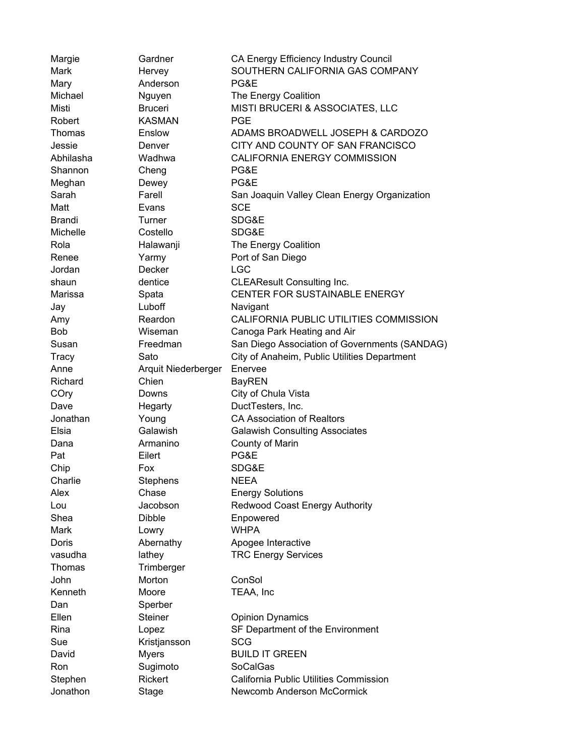| | | |
|---|---|---|
| Margie | Gardner | CA Energy Efficiency Industry Council |
| Mark | Hervey | SOUTHERN CALIFORNIA GAS COMPANY |
| Mary | Anderson | PG&E |
| Michael | Nguyen | The Energy Coalition |
| Misti | Bruceri | MISTI BRUCERI & ASSOCIATES, LLC |
| Robert | KASMAN | PGE |
| Thomas | Enslow | ADAMS BROADWELL JOSEPH & CARDOZO |
| Jessie | Denver | CITY AND COUNTY OF SAN FRANCISCO |
| Abhilasha | Wadhwa | CALIFORNIA ENERGY COMMISSION |
| Shannon | Cheng | PG&E |
| Meghan | Dewey | PG&E |
| Sarah | Farell | San Joaquin Valley Clean Energy Organization |
| Matt | Evans | SCE |
| Brandi | Turner | SDG&E |
| Michelle | Costello | SDG&E |
| Rola | Halawanji | The Energy Coalition |
| Renee | Yarmy | Port of San Diego |
| Jordan | Decker | LGC |
| shaun | dentice | CLEAResult Consulting Inc. |
| Marissa | Spata | CENTER FOR SUSTAINABLE ENERGY |
| Jay | Luboff | Navigant |
| Amy | Reardon | CALIFORNIA PUBLIC UTILITIES COMMISSION |
| Bob | Wiseman | Canoga Park Heating and Air |
| Susan | Freedman | San Diego Association of Governments (SANDAG) |
| Tracy | Sato | City of Anaheim, Public Utilities Department |
| Anne | Arquit Niederberger | Enervee |
| Richard | Chien | BayREN |
| COry | Downs | City of Chula Vista |
| Dave | Hegarty | DuctTesters, Inc. |
| Jonathan | Young | CA Association of Realtors |
| Elsia | Galawish | Galawish Consulting Associates |
| Dana | Armanino | County of Marin |
| Pat | Eilert | PG&E |
| Chip | Fox | SDG&E |
| Charlie | Stephens | NEEA |
| Alex | Chase | Energy Solutions |
| Lou | Jacobson | Redwood Coast Energy Authority |
| Shea | Dibble | Enpowered |
| Mark | Lowry | WHPA |
| Doris | Abernathy | Apogee Interactive |
| vasudha | lathey | TRC Energy Services |
| Thomas | Trimberger | |
| John | Morton | ConSol |
| Kenneth | Moore | TEAA, Inc |
| Dan | Sperber | |
| Ellen | Steiner | Opinion Dynamics |
| Rina | Lopez | SF Department of the Environment |
| Sue | Kristjansson | SCG |
| David | Myers | BUILD IT GREEN |
| Ron | Sugimoto | SoCalGas |
| Stephen | Rickert | California Public Utilities Commission |
| Jonathon | Stage | Newcomb Anderson McCormick |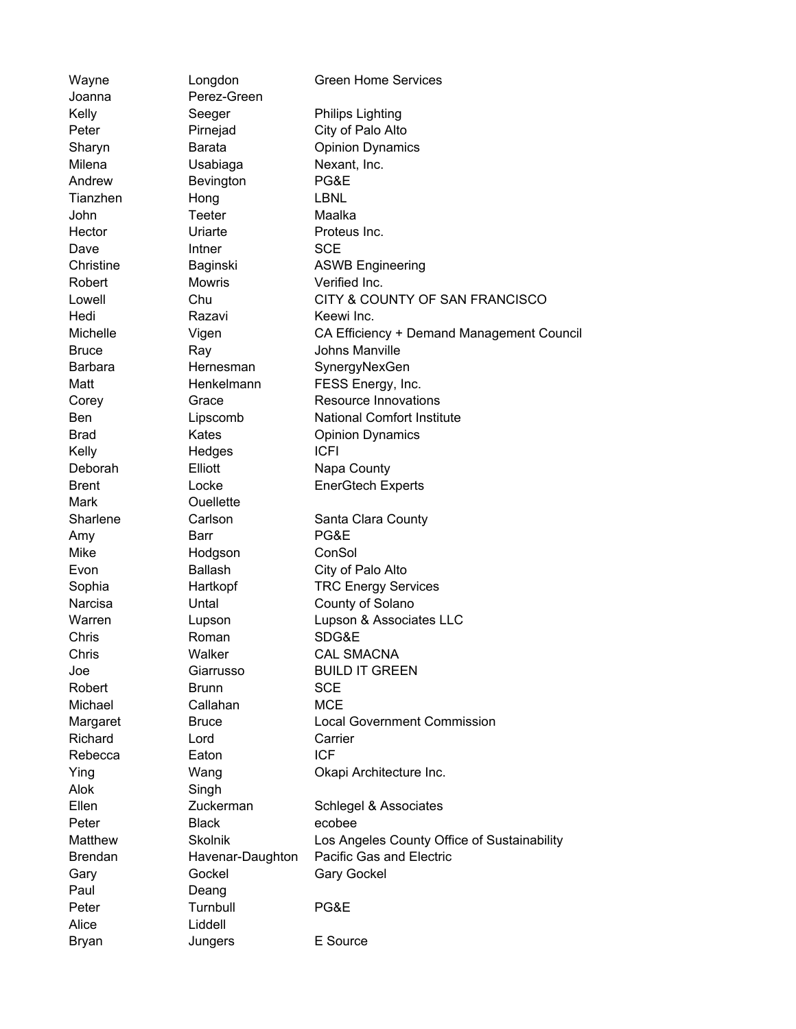| | | |
|---|---|---|
| Wayne | Longdon | Green Home Services |
| Joanna | Perez-Green | |
| Kelly | Seeger | Philips Lighting |
| Peter | Pirnejad | City of Palo Alto |
| Sharyn | Barata | Opinion Dynamics |
| Milena | Usabiaga | Nexant, Inc. |
| Andrew | Bevington | PG&E |
| Tianzhen | Hong | LBNL |
| John | Teeter | Maalka |
| Hector | Uriarte | Proteus Inc. |
| Dave | Intner | SCE |
| Christine | Baginski | ASWB Engineering |
| Robert | Mowris | Verified Inc. |
| Lowell | Chu | CITY & COUNTY OF SAN FRANCISCO |
| Hedi | Razavi | Keewi Inc. |
| Michelle | Vigen | CA Efficiency + Demand Management Council |
| Bruce | Ray | Johns Manville |
| Barbara | Hernesman | SynergyNexGen |
| Matt | Henkelmann | FESS Energy, Inc. |
| Corey | Grace | Resource Innovations |
| Ben | Lipscomb | National Comfort Institute |
| Brad | Kates | Opinion Dynamics |
| Kelly | Hedges | ICFI |
| Deborah | Elliott | Napa County |
| Brent | Locke | EnerGtech Experts |
| Mark | Ouellette | |
| Sharlene | Carlson | Santa Clara County |
| Amy | Barr | PG&E |
| Mike | Hodgson | ConSol |
| Evon | Ballash | City of Palo Alto |
| Sophia | Hartkopf | TRC Energy Services |
| Narcisa | Untal | County of Solano |
| Warren | Lupson | Lupson & Associates LLC |
| Chris | Roman | SDG&E |
| Chris | Walker | CAL SMACNA |
| Joe | Giarrusso | BUILD IT GREEN |
| Robert | Brunn | SCE |
| Michael | Callahan | MCE |
| Margaret | Bruce | Local Government Commission |
| Richard | Lord | Carrier |
| Rebecca | Eaton | ICF |
| Ying | Wang | Okapi Architecture Inc. |
| Alok | Singh | |
| Ellen | Zuckerman | Schlegel & Associates |
| Peter | Black | ecobee |
| Matthew | Skolnik | Los Angeles County Office of Sustainability |
| Brendan | Havenar-Daughton | Pacific Gas and Electric |
| Gary | Gockel | Gary Gockel |
| Paul | Deang | |
| Peter | Turnbull | PG&E |
| Alice | Liddell | |
| Bryan | Jungers | E Source |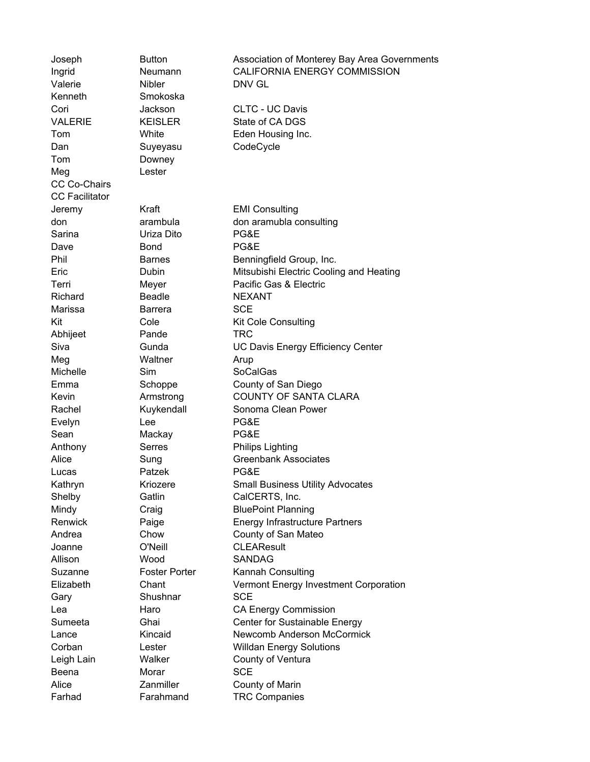| | | |
|---|---|---|
| Joseph | Button | Association of Monterey Bay Area Governments |
| Ingrid | Neumann | CALIFORNIA ENERGY COMMISSION |
| Valerie | Nibler | DNV GL |
| Kenneth | Smokoska | |
| Cori | Jackson | CLTC - UC Davis |
| VALERIE | KEISLER | State of CA DGS |
| Tom | White | Eden Housing Inc. |
| Dan | Suyeyasu | CodeCycle |
| Tom | Downey | |
| Meg | Lester | |
| CC Co-Chairs | | |
| CC Facilitator | | |
| Jeremy | Kraft | EMI Consulting |
| don | arambula | don aramubla consulting |
| Sarina | Uriza Dito | PG&E |
| Dave | Bond | PG&E |
| Phil | Barnes | Benningfield Group, Inc. |
| Eric | Dubin | Mitsubishi Electric Cooling and Heating |
| Terri | Meyer | Pacific Gas & Electric |
| Richard | Beadle | NEXANT |
| Marissa | Barrera | SCE |
| Kit | Cole | Kit Cole Consulting |
| Abhijeet | Pande | TRC |
| Siva | Gunda | UC Davis Energy Efficiency Center |
| Meg | Waltner | Arup |
| Michelle | Sim | SoCalGas |
| Emma | Schoppe | County of San Diego |
| Kevin | Armstrong | COUNTY OF SANTA CLARA |
| Rachel | Kuykendall | Sonoma Clean Power |
| Evelyn | Lee | PG&E |
| Sean | Mackay | PG&E |
| Anthony | Serres | Philips Lighting |
| Alice | Sung | Greenbank Associates |
| Lucas | Patzek | PG&E |
| Kathryn | Kriozere | Small Business Utility Advocates |
| Shelby | Gatlin | CalCERTS, Inc. |
| Mindy | Craig | BluePoint Planning |
| Renwick | Paige | Energy Infrastructure Partners |
| Andrea | Chow | County of San Mateo |
| Joanne | O'Neill | CLEAResult |
| Allison | Wood | SANDAG |
| Suzanne | Foster Porter | Kannah Consulting |
| Elizabeth | Chant | Vermont Energy Investment Corporation |
| Gary | Shushnar | SCE |
| Lea | Haro | CA Energy Commission |
| Sumeeta | Ghai | Center for Sustainable Energy |
| Lance | Kincaid | Newcomb Anderson McCormick |
| Corban | Lester | Willdan Energy Solutions |
| Leigh Lain | Walker | County of Ventura |
| Beena | Morar | SCE |
| Alice | Zanmiller | County of Marin |
| Farhad | Farahmand | TRC Companies |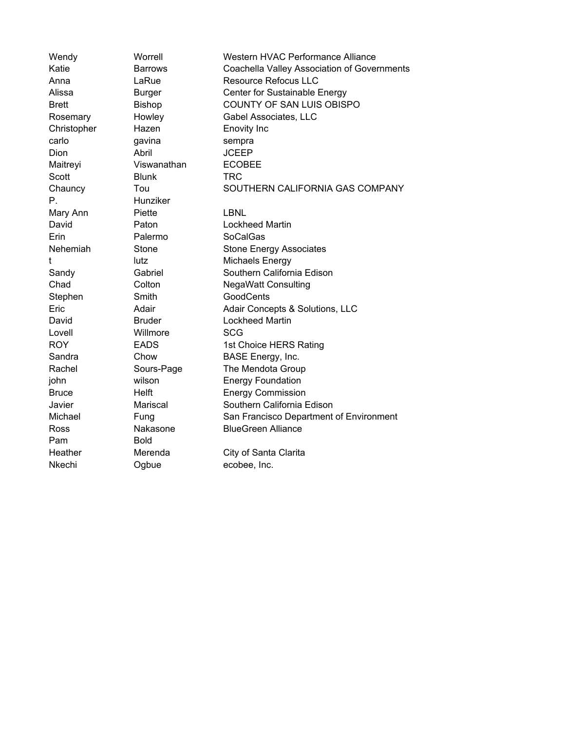| | | |
|---|---|---|
| Wendy | Worrell | Western HVAC Performance Alliance |
| Katie | Barrows | Coachella Valley Association of Governments |
| Anna | LaRue | Resource Refocus LLC |
| Alissa | Burger | Center for Sustainable Energy |
| Brett | Bishop | COUNTY OF SAN LUIS OBISPO |
| Rosemary | Howley | Gabel Associates, LLC |
| Christopher | Hazen | Enovity Inc |
| carlo | gavina | sempra |
| Dion | Abril | JCEEP |
| Maitreyi | Viswanathan | ECOBEE |
| Scott | Blunk | TRC |
| Chauncy | Tou | SOUTHERN CALIFORNIA GAS COMPANY |
| P. | Hunziker | |
| Mary Ann | Piette | LBNL |
| David | Paton | Lockheed Martin |
| Erin | Palermo | SoCalGas |
| Nehemiah | Stone | Stone Energy Associates |
| t | lutz | Michaels Energy |
| Sandy | Gabriel | Southern California Edison |
| Chad | Colton | NegaWatt Consulting |
| Stephen | Smith | GoodCents |
| Eric | Adair | Adair Concepts & Solutions, LLC |
| David | Bruder | Lockheed Martin |
| Lovell | Willmore | SCG |
| ROY | EADS | 1st Choice HERS Rating |
| Sandra | Chow | BASE Energy, Inc. |
| Rachel | Sours-Page | The Mendota Group |
| john | wilson | Energy Foundation |
| Bruce | Helft | Energy Commission |
| Javier | Mariscal | Southern California Edison |
| Michael | Fung | San Francisco Department of Environment |
| Ross | Nakasone | BlueGreen Alliance |
| Pam | Bold | |
| Heather | Merenda | City of Santa Clarita |
| Nkechi | Ogbue | ecobee, Inc. |